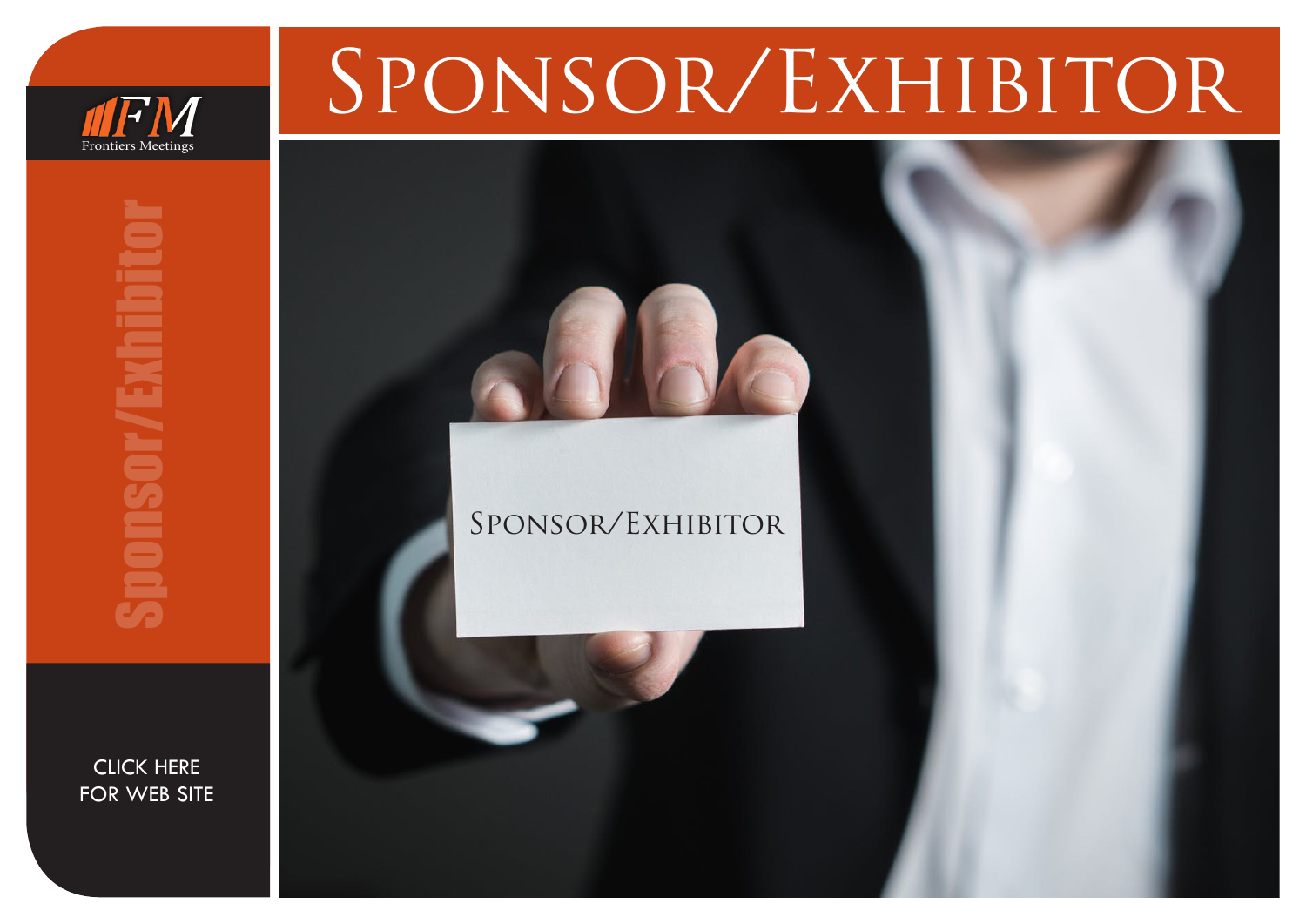FM

Frontiers Meetings

# Sponsor/Exhibitor

Sponsor/Exhibitor

Sponsor/Exhibitor

CLICK HERE FOR WEB SITE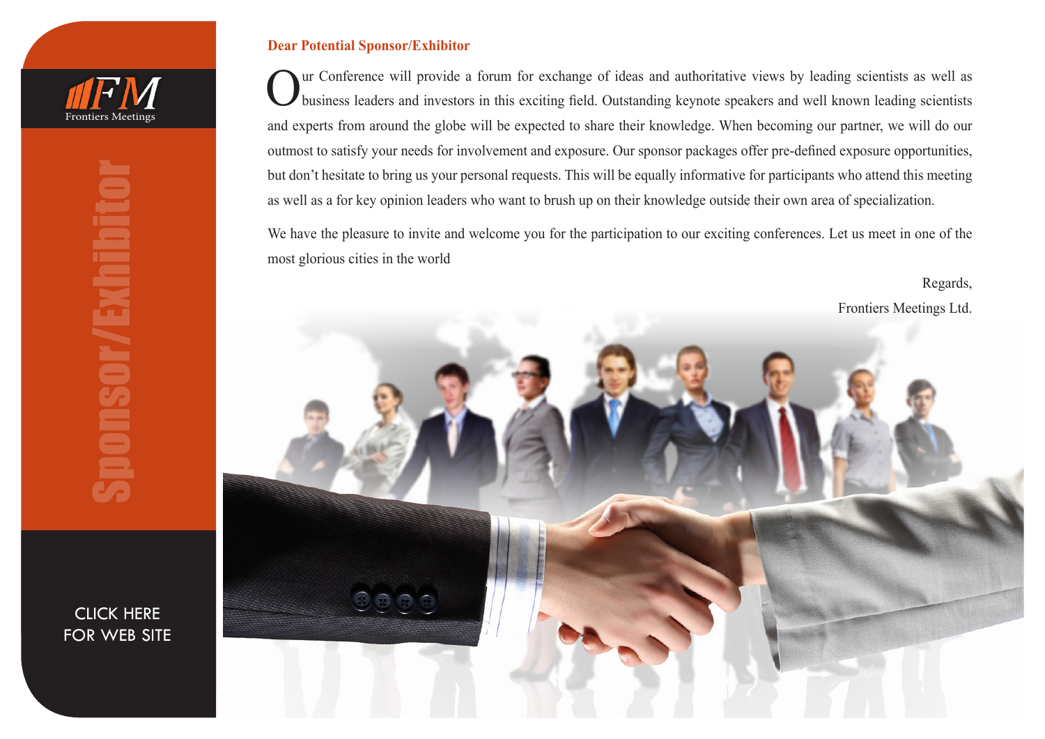Frontiers Meetings

# Sponsor/Exhibitor

CLICK HERE FOR WEB SITE

**Dear Potential Sponsor/Exhibitor**

Our Conference will provide a forum for exchange of ideas and authoritative views by leading scientists as well as business leaders and investors in this exciting field. Outstanding keynote speakers and well known leading scientists and experts from around the globe will be expected to share their knowledge. When becoming our partner, we will do our outmost to satisfy your needs for involvement and exposure. Our sponsor packages offer pre-defined exposure opportunities, but don't hesitate to bring us your personal requests. This will be equally informative for participants who attend this meeting as well as a for key opinion leaders who want to brush up on their knowledge outside their own area of specialization.

We have the pleasure to invite and welcome you for the participation to our exciting conferences. Let us meet in one of the most glorious cities in the world

Regards,

Frontiers Meetings Ltd.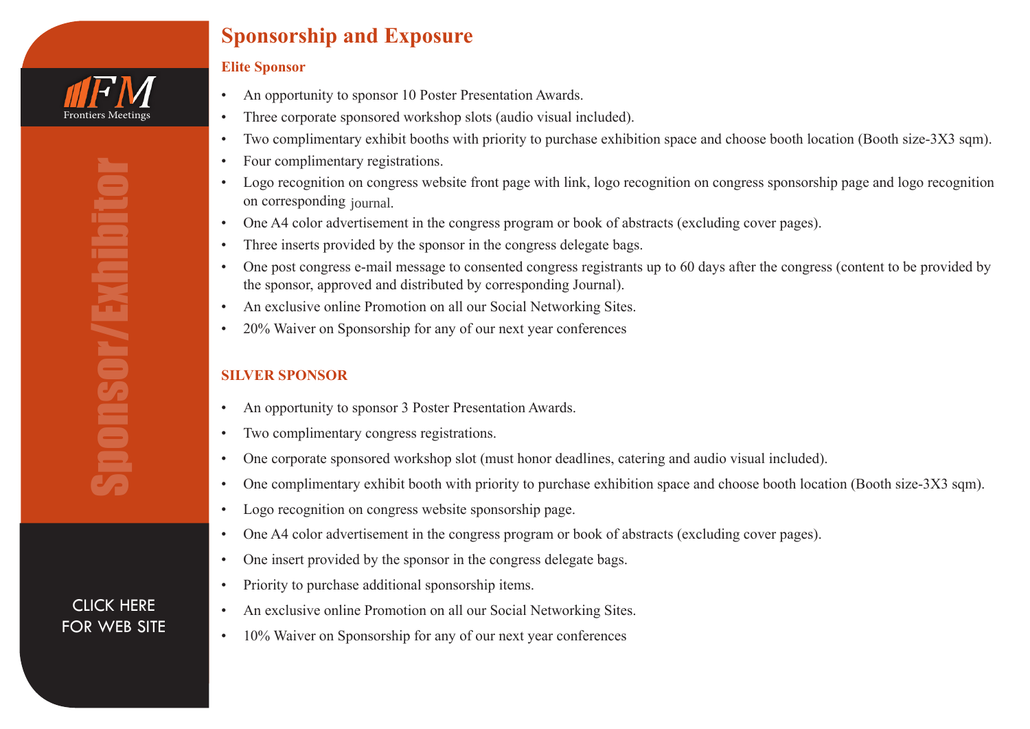## Sponsorship and Exposure

### Elite Sponsor

- An opportunity to sponsor 10 Poster Presentation Awards.
- Three corporate sponsored workshop slots (audio visual included).
- Two complimentary exhibit booths with priority to purchase exhibition space and choose booth location (Booth size-3X3 sqm).
- Four complimentary registrations.
- Logo recognition on congress website front page with link, logo recognition on congress sponsorship page and logo recognition on corresponding journal.
- One A4 color advertisement in the congress program or book of abstracts (excluding cover pages).
- Three inserts provided by the sponsor in the congress delegate bags.
- One post congress e-mail message to consented congress registrants up to 60 days after the congress (content to be provided by the sponsor, approved and distributed by corresponding Journal).
- An exclusive online Promotion on all our Social Networking Sites.
- 20% Waiver on Sponsorship for any of our next year conferences

### SILVER SPONSOR

- An opportunity to sponsor 3 Poster Presentation Awards.
- Two complimentary congress registrations.
- One corporate sponsored workshop slot (must honor deadlines, catering and audio visual included).
- One complimentary exhibit booth with priority to purchase exhibition space and choose booth location (Booth size-3X3 sqm).
- Logo recognition on congress website sponsorship page.
- One A4 color advertisement in the congress program or book of abstracts (excluding cover pages).
- One insert provided by the sponsor in the congress delegate bags.
- Priority to purchase additional sponsorship items.
- An exclusive online Promotion on all our Social Networking Sites.
- 10% Waiver on Sponsorship for any of our next year conferences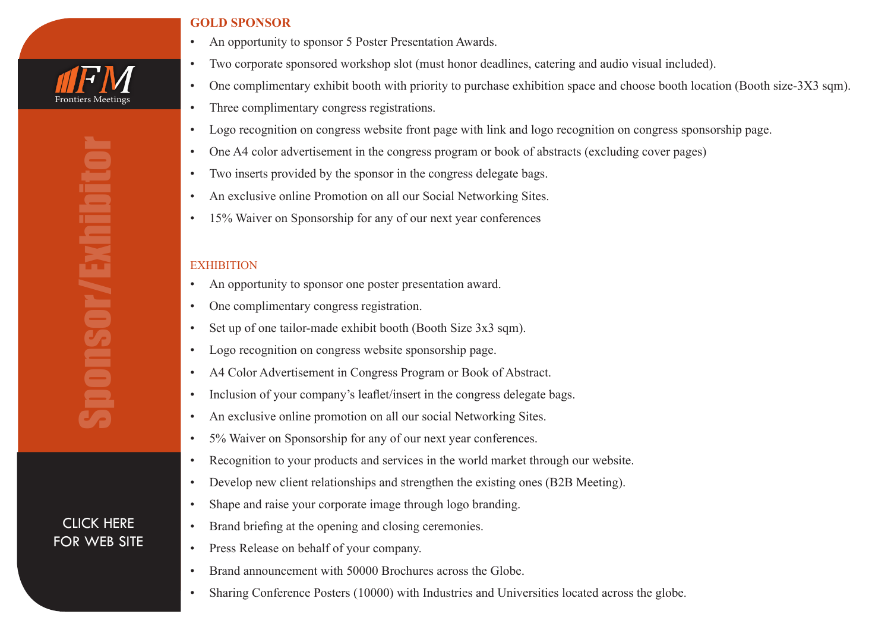FM Frontiers Meetings

Sponsor/Exhibitor

CLICK HERE FOR WEB SITE

## GOLD SPONSOR

- An opportunity to sponsor 5 Poster Presentation Awards.
- Two corporate sponsored workshop slot (must honor deadlines, catering and audio visual included).
- One complimentary exhibit booth with priority to purchase exhibition space and choose booth location (Booth size-3X3 sqm).
- Three complimentary congress registrations.
- Logo recognition on congress website front page with link and logo recognition on congress sponsorship page.
- One A4 color advertisement in the congress program or book of abstracts (excluding cover pages)
- Two inserts provided by the sponsor in the congress delegate bags.
- An exclusive online Promotion on all our Social Networking Sites.
- 15% Waiver on Sponsorship for any of our next year conferences

## EXHIBITION

- An opportunity to sponsor one poster presentation award.
- One complimentary congress registration.
- Set up of one tailor-made exhibit booth (Booth Size 3x3 sqm).
- Logo recognition on congress website sponsorship page.
- A4 Color Advertisement in Congress Program or Book of Abstract.
- Inclusion of your company's leaflet/insert in the congress delegate bags.
- An exclusive online promotion on all our social Networking Sites.
- 5% Waiver on Sponsorship for any of our next year conferences.
- Recognition to your products and services in the world market through our website.
- Develop new client relationships and strengthen the existing ones (B2B Meeting).
- Shape and raise your corporate image through logo branding.
- Brand briefing at the opening and closing ceremonies.
- Press Release on behalf of your company.
- Brand announcement with 50000 Brochures across the Globe.
- Sharing Conference Posters (10000) with Industries and Universities located across the globe.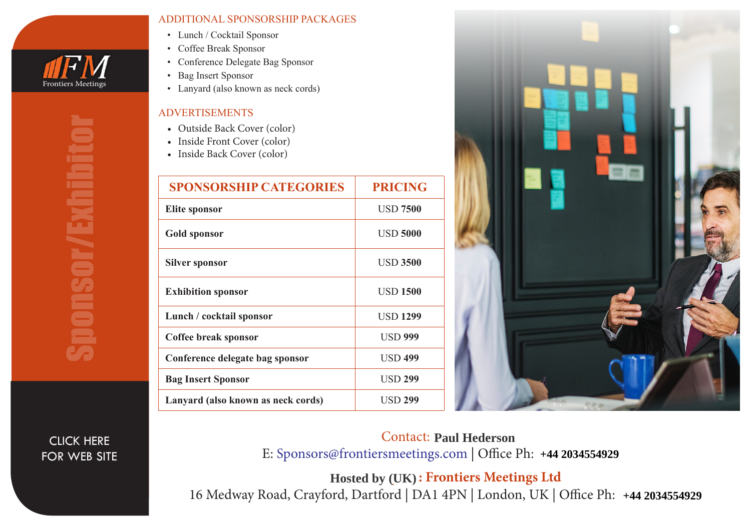FM
Frontiers Meetings

Sponsor/Exhibitor

## ADDITIONAL SPONSORSHIP PACKAGES

- Lunch / Cocktail Sponsor
- Coffee Break Sponsor
- Conference Delegate Bag Sponsor
- Bag Insert Sponsor
- Lanyard (also known as neck cords)

## ADVERTISEMENTS

- Outside Back Cover (color)
- Inside Front Cover (color)
- Inside Back Cover (color)

| SPONSORSHIP CATEGORIES | PRICING |
|---|---|
| **Elite sponsor** | USD **7500** |
| **Gold sponsor** | USD **5000** |
| **Silver sponsor** | USD **3500** |
| **Exhibition sponsor** | USD **1500** |
| **Lunch / cocktail sponsor** | USD **1299** |
| **Coffee break sponsor** | USD **999** |
| **Conference delegate bag sponsor** | USD **499** |
| **Bag Insert Sponsor** | USD **299** |
| **Lanyard (also known as neck cords)** | USD **299** |

CLICK HERE FOR WEB SITE

Contact: **Paul Hederson**

E: Sponsors@frontiersmeetings.com | Office Ph: **+44 2034554929**

**Hosted by (UK): Frontiers Meetings Ltd**

16 Medway Road, Crayford, Dartford | DA1 4PN | London, UK | Office Ph: **+44 2034554929**